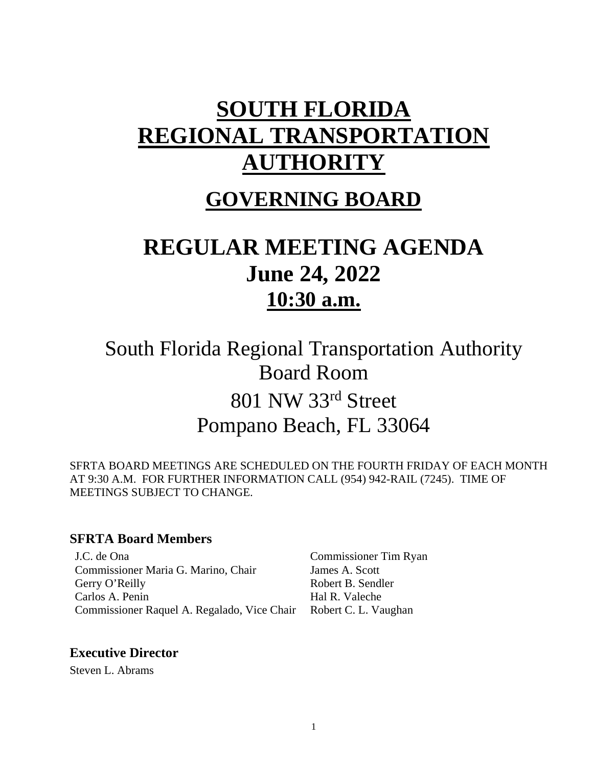# SOUTH FLORIDA REGIONAL TRANSPORTATION AUTHORITY

## GOVERNING BOARD

# REGULAR MEETING AGENDA
## June 24, 2022
## 10:30 a.m.

South Florida Regional Transportation Authority
Board Room
801 NW 33rd Street
Pompano Beach, FL 33064

SFRTA BOARD MEETINGS ARE SCHEDULED ON THE FOURTH FRIDAY OF EACH MONTH AT 9:30 A.M. FOR FURTHER INFORMATION CALL (954) 942-RAIL (7245). TIME OF MEETINGS SUBJECT TO CHANGE.

### SFRTA Board Members

J.C. de Ona
Commissioner Maria G. Marino, Chair
Gerry O'Reilly
Carlos A. Penin
Commissioner Raquel A. Regalado, Vice Chair
Commissioner Tim Ryan
James A. Scott
Robert B. Sendler
Hal R. Valeche
Robert C. L. Vaughan

### Executive Director

Steven L. Abrams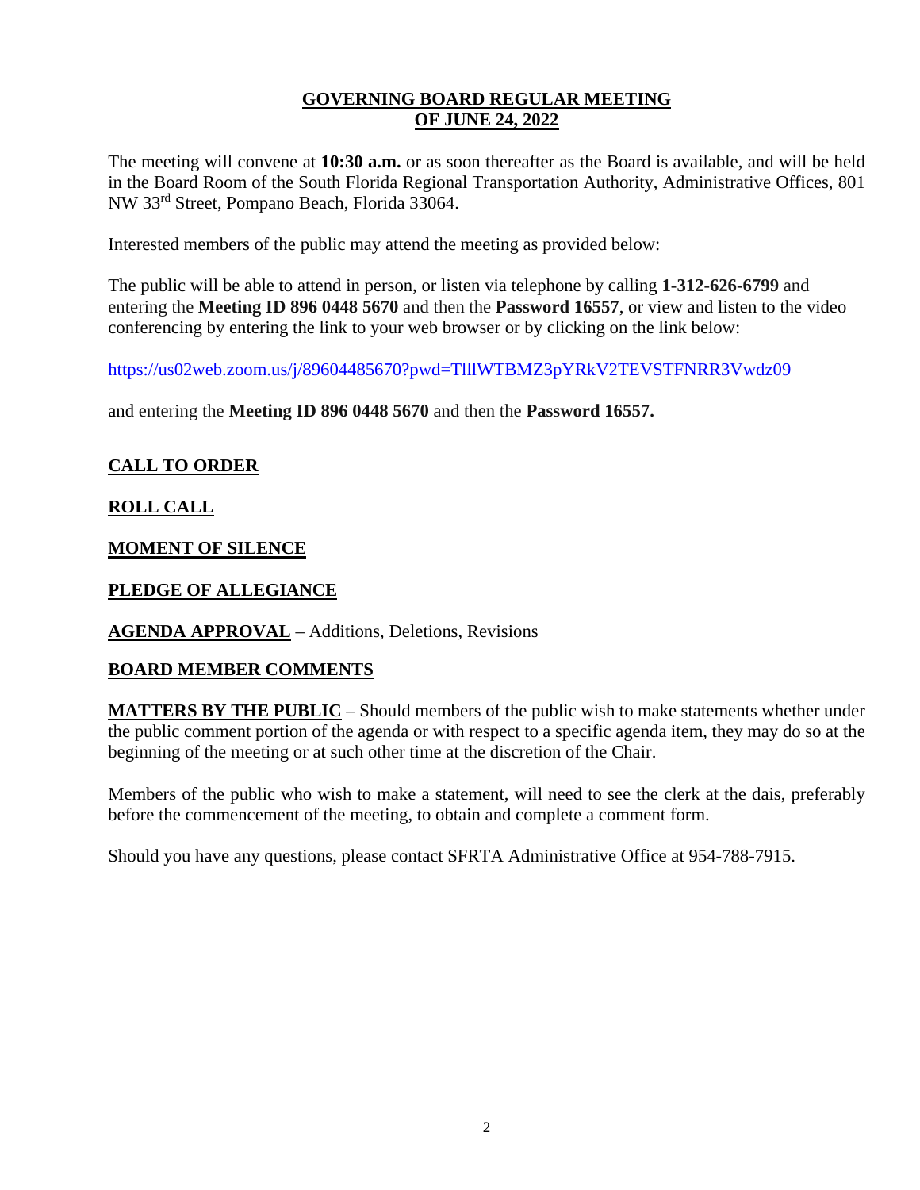## GOVERNING BOARD REGULAR MEETING OF JUNE 24, 2022

The meeting will convene at **10:30 a.m.** or as soon thereafter as the Board is available, and will be held in the Board Room of the South Florida Regional Transportation Authority, Administrative Offices, 801 NW 33rd Street, Pompano Beach, Florida 33064.

Interested members of the public may attend the meeting as provided below:

The public will be able to attend in person, or listen via telephone by calling **1-312-626-6799** and entering the **Meeting ID 896 0448 5670** and then the **Password 16557**, or view and listen to the video conferencing by entering the link to your web browser or by clicking on the link below:

https://us02web.zoom.us/j/89604485670?pwd=TlllWTBMZ3pYRkV2TEVSTFNRR3Vwdz09

and entering the **Meeting ID 896 0448 5670** and then the **Password 16557.**

**CALL TO ORDER**

**ROLL CALL**

**MOMENT OF SILENCE**

**PLEDGE OF ALLEGIANCE**

**AGENDA APPROVAL** – Additions, Deletions, Revisions

**BOARD MEMBER COMMENTS**

**MATTERS BY THE PUBLIC** – Should members of the public wish to make statements whether under the public comment portion of the agenda or with respect to a specific agenda item, they may do so at the beginning of the meeting or at such other time at the discretion of the Chair.

Members of the public who wish to make a statement, will need to see the clerk at the dais, preferably before the commencement of the meeting, to obtain and complete a comment form.

Should you have any questions, please contact SFRTA Administrative Office at 954-788-7915.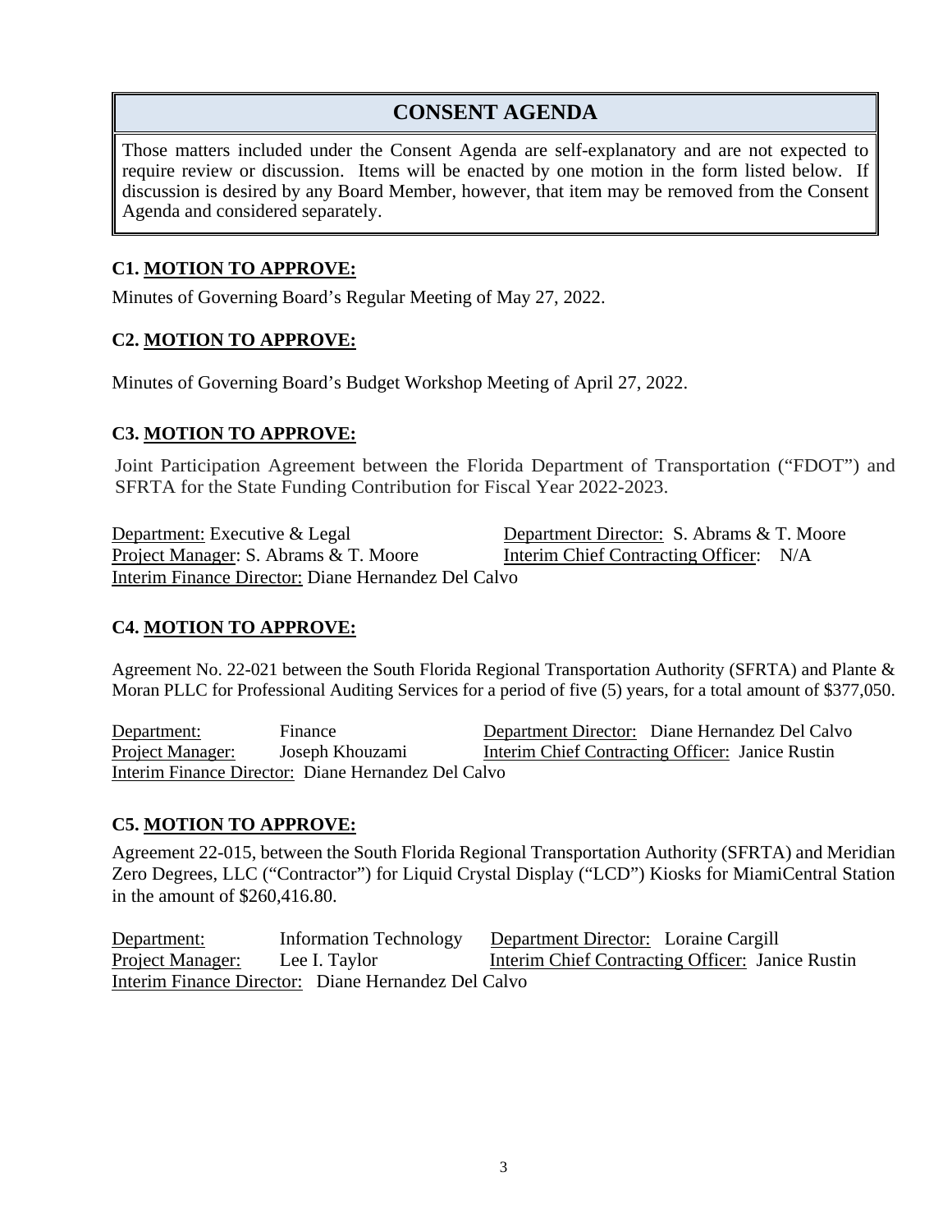# CONSENT AGENDA

Those matters included under the Consent Agenda are self-explanatory and are not expected to require review or discussion. Items will be enacted by one motion in the form listed below. If discussion is desired by any Board Member, however, that item may be removed from the Consent Agenda and considered separately.

### C1. MOTION TO APPROVE:

Minutes of Governing Board's Regular Meeting of May 27, 2022.

### C2. MOTION TO APPROVE:

Minutes of Governing Board's Budget Workshop Meeting of April 27, 2022.

### C3. MOTION TO APPROVE:

Joint Participation Agreement between the Florida Department of Transportation ("FDOT") and SFRTA for the State Funding Contribution for Fiscal Year 2022-2023.

Department: Executive & Legal
Department Director: S. Abrams & T. Moore
Project Manager: S. Abrams & T. Moore
Interim Chief Contracting Officer: N/A
Interim Finance Director: Diane Hernandez Del Calvo

### C4. MOTION TO APPROVE:

Agreement No. 22-021 between the South Florida Regional Transportation Authority (SFRTA) and Plante & Moran PLLC for Professional Auditing Services for a period of five (5) years, for a total amount of $377,050.

Department: Finance
Department Director: Diane Hernandez Del Calvo
Project Manager: Joseph Khouzami
Interim Chief Contracting Officer: Janice Rustin
Interim Finance Director: Diane Hernandez Del Calvo

### C5. MOTION TO APPROVE:

Agreement 22-015, between the South Florida Regional Transportation Authority (SFRTA) and Meridian Zero Degrees, LLC ("Contractor") for Liquid Crystal Display ("LCD") Kiosks for MiamiCentral Station in the amount of $260,416.80.

Department: Information Technology
Department Director: Loraine Cargill
Project Manager: Lee I. Taylor
Interim Chief Contracting Officer: Janice Rustin
Interim Finance Director: Diane Hernandez Del Calvo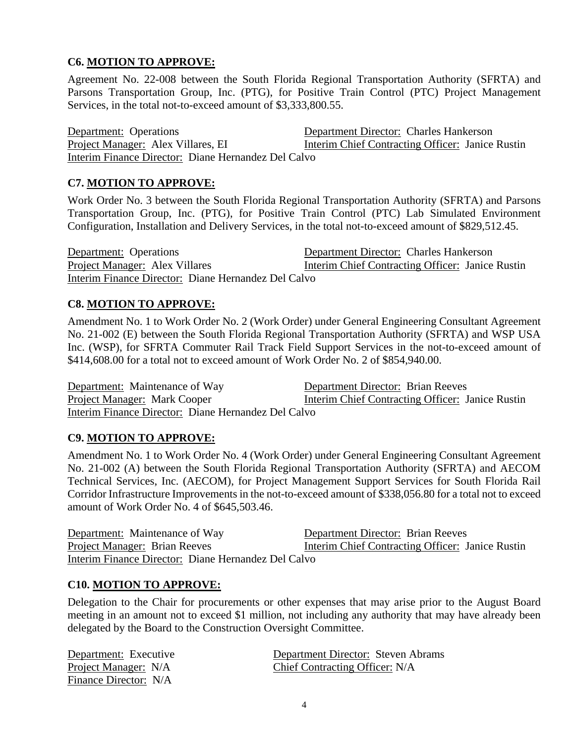**C6. MOTION TO APPROVE:**

Agreement No. 22-008 between the South Florida Regional Transportation Authority (SFRTA) and Parsons Transportation Group, Inc. (PTG), for Positive Train Control (PTC) Project Management Services, in the total not-to-exceed amount of $3,333,800.55.

Department: Operations
Department Director: Charles Hankerson
Project Manager: Alex Villares, EI
Interim Chief Contracting Officer: Janice Rustin
Interim Finance Director: Diane Hernandez Del Calvo

**C7. MOTION TO APPROVE:**

Work Order No. 3 between the South Florida Regional Transportation Authority (SFRTA) and Parsons Transportation Group, Inc. (PTG), for Positive Train Control (PTC) Lab Simulated Environment Configuration, Installation and Delivery Services, in the total not-to-exceed amount of $829,512.45.

Department: Operations
Department Director: Charles Hankerson
Project Manager: Alex Villares
Interim Chief Contracting Officer: Janice Rustin
Interim Finance Director: Diane Hernandez Del Calvo

**C8. MOTION TO APPROVE:**

Amendment No. 1 to Work Order No. 2 (Work Order) under General Engineering Consultant Agreement No. 21-002 (E) between the South Florida Regional Transportation Authority (SFRTA) and WSP USA Inc. (WSP), for SFRTA Commuter Rail Track Field Support Services in the not-to-exceed amount of $414,608.00 for a total not to exceed amount of Work Order No. 2 of $854,940.00.

Department: Maintenance of Way
Department Director: Brian Reeves
Project Manager: Mark Cooper
Interim Chief Contracting Officer: Janice Rustin
Interim Finance Director: Diane Hernandez Del Calvo

**C9. MOTION TO APPROVE:**

Amendment No. 1 to Work Order No. 4 (Work Order) under General Engineering Consultant Agreement No. 21-002 (A) between the South Florida Regional Transportation Authority (SFRTA) and AECOM Technical Services, Inc. (AECOM), for Project Management Support Services for South Florida Rail Corridor Infrastructure Improvements in the not-to-exceed amount of $338,056.80 for a total not to exceed amount of Work Order No. 4 of $645,503.46.

Department: Maintenance of Way
Department Director: Brian Reeves
Project Manager: Brian Reeves
Interim Chief Contracting Officer: Janice Rustin
Interim Finance Director: Diane Hernandez Del Calvo

**C10. MOTION TO APPROVE:**

Delegation to the Chair for procurements or other expenses that may arise prior to the August Board meeting in an amount not to exceed $1 million, not including any authority that may have already been delegated by the Board to the Construction Oversight Committee.

Department: Executive
Department Director: Steven Abrams
Project Manager: N/A
Chief Contracting Officer: N/A
Finance Director: N/A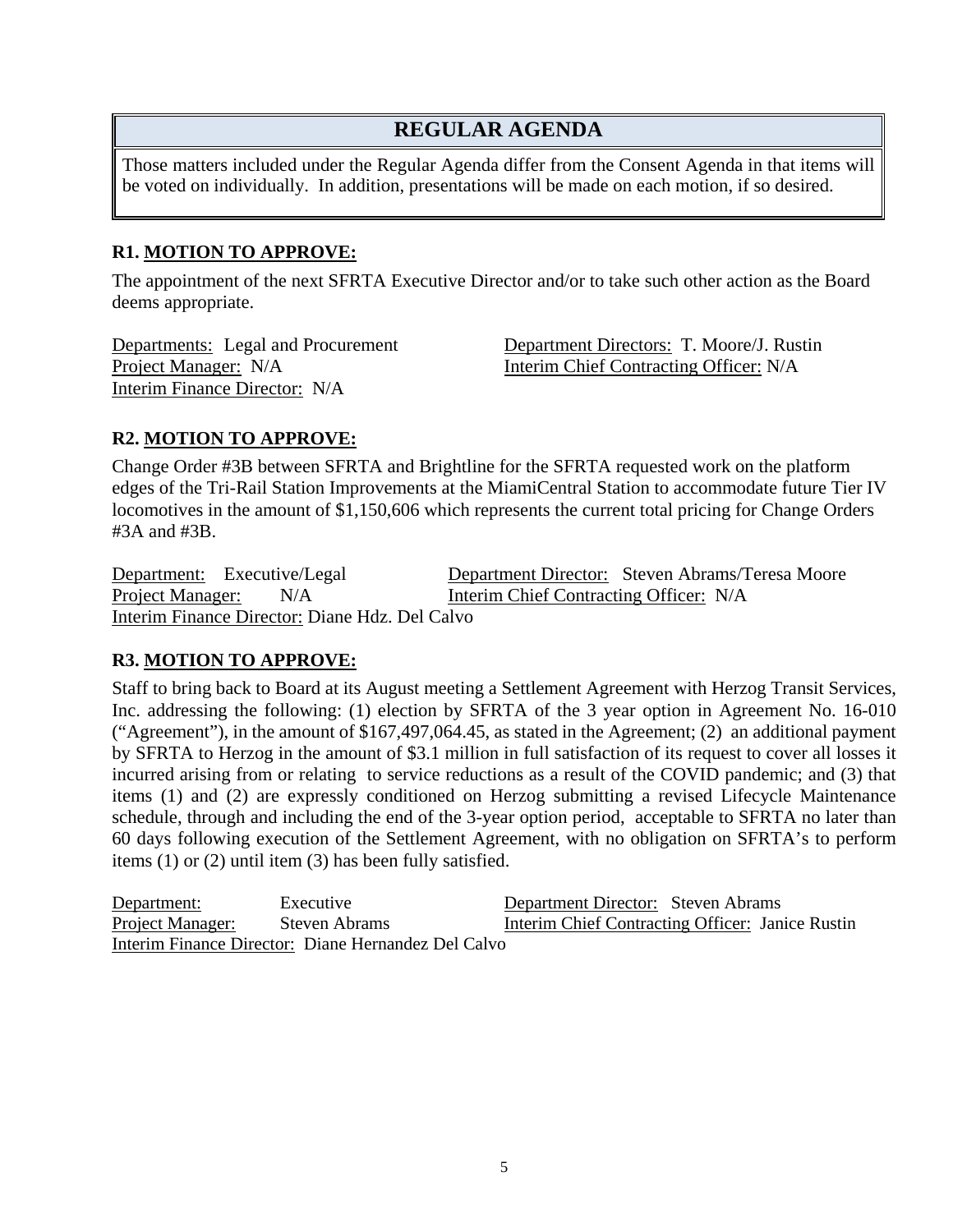## REGULAR AGENDA

Those matters included under the Regular Agenda differ from the Consent Agenda in that items will be voted on individually. In addition, presentations will be made on each motion, if so desired.

### R1. MOTION TO APPROVE:

The appointment of the next SFRTA Executive Director and/or to take such other action as the Board deems appropriate.

Departments: Legal and Procurement
Department Directors: T. Moore/J. Rustin
Project Manager: N/A
Interim Chief Contracting Officer: N/A
Interim Finance Director: N/A

### R2. MOTION TO APPROVE:

Change Order #3B between SFRTA and Brightline for the SFRTA requested work on the platform edges of the Tri-Rail Station Improvements at the MiamiCentral Station to accommodate future Tier IV locomotives in the amount of $1,150,606 which represents the current total pricing for Change Orders #3A and #3B.

Department: Executive/Legal
Department Director: Steven Abrams/Teresa Moore
Project Manager: N/A
Interim Chief Contracting Officer: N/A
Interim Finance Director: Diane Hdz. Del Calvo

### R3. MOTION TO APPROVE:

Staff to bring back to Board at its August meeting a Settlement Agreement with Herzog Transit Services, Inc. addressing the following: (1) election by SFRTA of the 3 year option in Agreement No. 16-010 ("Agreement"), in the amount of $167,497,064.45, as stated in the Agreement; (2) an additional payment by SFRTA to Herzog in the amount of $3.1 million in full satisfaction of its request to cover all losses it incurred arising from or relating to service reductions as a result of the COVID pandemic; and (3) that items (1) and (2) are expressly conditioned on Herzog submitting a revised Lifecycle Maintenance schedule, through and including the end of the 3-year option period, acceptable to SFRTA no later than 60 days following execution of the Settlement Agreement, with no obligation on SFRTA's to perform items (1) or (2) until item (3) has been fully satisfied.

Department: Executive
Department Director: Steven Abrams
Project Manager: Steven Abrams
Interim Chief Contracting Officer: Janice Rustin
Interim Finance Director: Diane Hernandez Del Calvo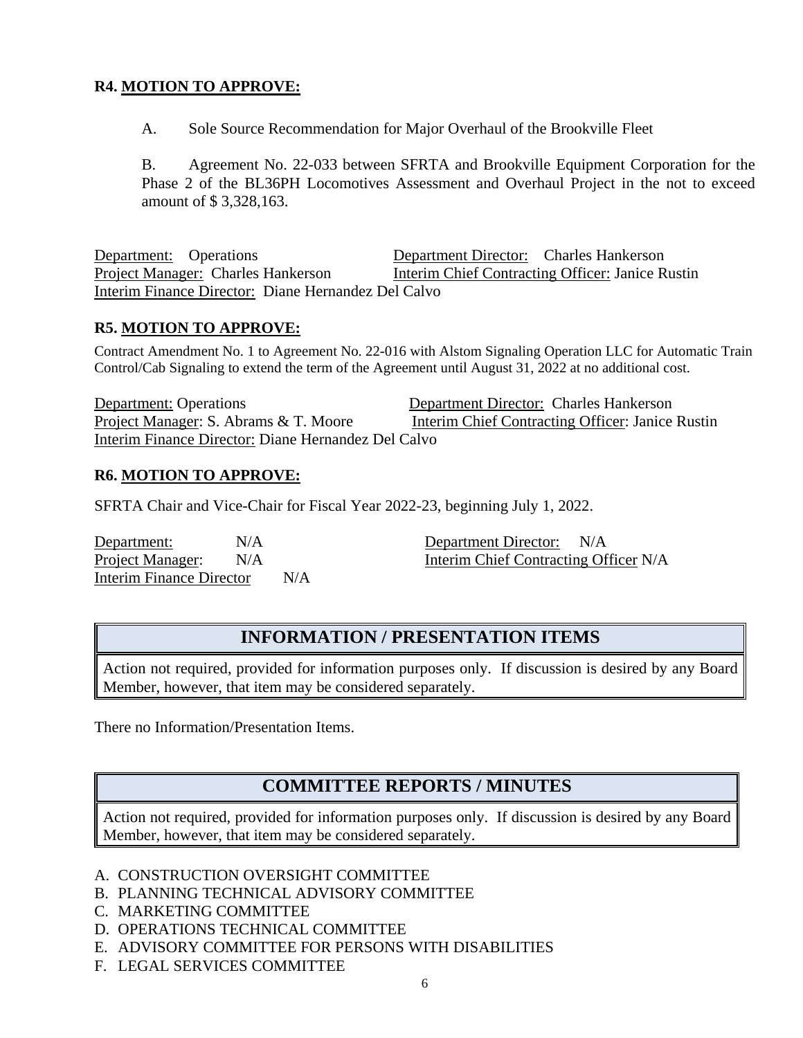**R4. MOTION TO APPROVE:**

A. Sole Source Recommendation for Major Overhaul of the Brookville Fleet

B. Agreement No. 22-033 between SFRTA and Brookville Equipment Corporation for the Phase 2 of the BL36PH Locomotives Assessment and Overhaul Project in the not to exceed amount of $ 3,328,163.

Department: Operations
Department Director: Charles Hankerson
Project Manager: Charles Hankerson
Interim Chief Contracting Officer: Janice Rustin
Interim Finance Director: Diane Hernandez Del Calvo

**R5. MOTION TO APPROVE:**

Contract Amendment No. 1 to Agreement No. 22-016 with Alstom Signaling Operation LLC for Automatic Train Control/Cab Signaling to extend the term of the Agreement until August 31, 2022 at no additional cost.

Department: Operations
Department Director: Charles Hankerson
Project Manager: S. Abrams & T. Moore
Interim Chief Contracting Officer: Janice Rustin
Interim Finance Director: Diane Hernandez Del Calvo

**R6. MOTION TO APPROVE:**

SFRTA Chair and Vice-Chair for Fiscal Year 2022-23, beginning July 1, 2022.

Department: N/A
Department Director: N/A
Project Manager: N/A
Interim Chief Contracting Officer N/A
Interim Finance Director N/A

## INFORMATION / PRESENTATION ITEMS

Action not required, provided for information purposes only. If discussion is desired by any Board Member, however, that item may be considered separately.

There no Information/Presentation Items.

## COMMITTEE REPORTS / MINUTES

Action not required, provided for information purposes only. If discussion is desired by any Board Member, however, that item may be considered separately.

A. CONSTRUCTION OVERSIGHT COMMITTEE
B. PLANNING TECHNICAL ADVISORY COMMITTEE
C. MARKETING COMMITTEE
D. OPERATIONS TECHNICAL COMMITTEE
E. ADVISORY COMMITTEE FOR PERSONS WITH DISABILITIES
F. LEGAL SERVICES COMMITTEE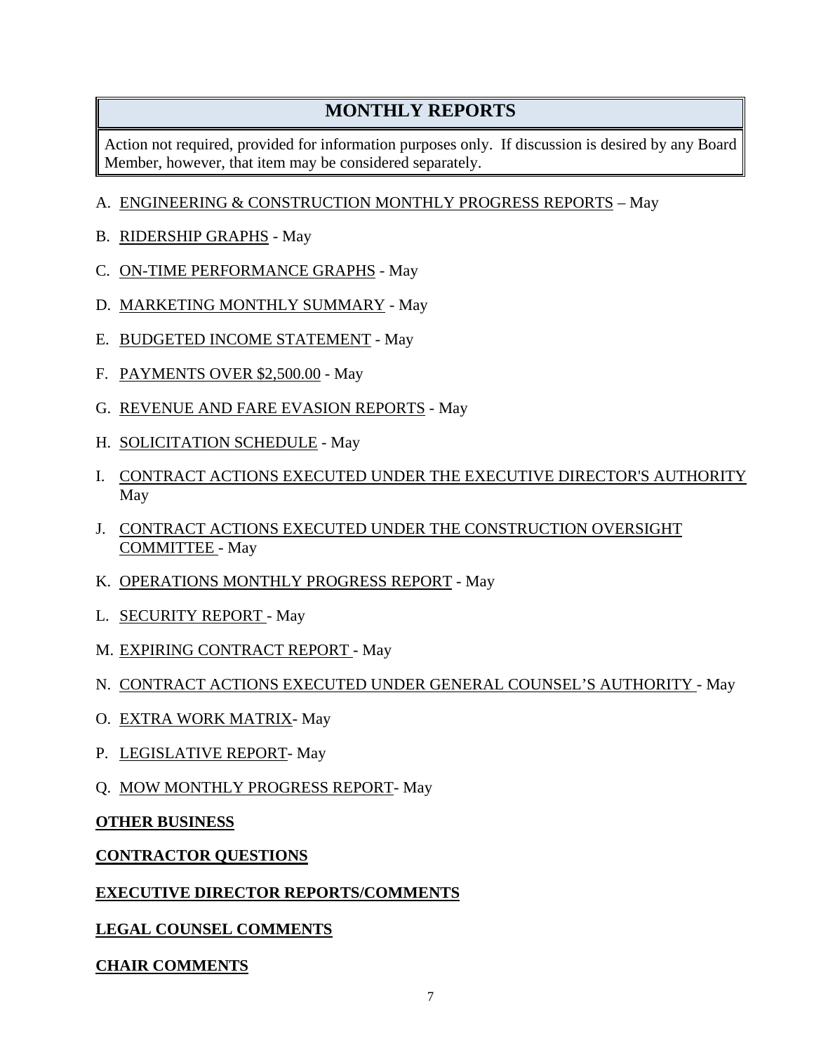## MONTHLY REPORTS

Action not required, provided for information purposes only. If discussion is desired by any Board Member, however, that item may be considered separately.

A. ENGINEERING & CONSTRUCTION MONTHLY PROGRESS REPORTS – May

B. RIDERSHIP GRAPHS - May

C. ON-TIME PERFORMANCE GRAPHS - May

D. MARKETING MONTHLY SUMMARY - May

E. BUDGETED INCOME STATEMENT - May

F. PAYMENTS OVER $2,500.00 - May

G. REVENUE AND FARE EVASION REPORTS - May

H. SOLICITATION SCHEDULE - May

I. CONTRACT ACTIONS EXECUTED UNDER THE EXECUTIVE DIRECTOR'S AUTHORITY May

J. CONTRACT ACTIONS EXECUTED UNDER THE CONSTRUCTION OVERSIGHT COMMITTEE - May

K. OPERATIONS MONTHLY PROGRESS REPORT - May

L. SECURITY REPORT - May

M. EXPIRING CONTRACT REPORT - May

N. CONTRACT ACTIONS EXECUTED UNDER GENERAL COUNSEL'S AUTHORITY - May

O. EXTRA WORK MATRIX- May

P. LEGISLATIVE REPORT- May

Q. MOW MONTHLY PROGRESS REPORT- May

**OTHER BUSINESS**

**CONTRACTOR QUESTIONS**

**EXECUTIVE DIRECTOR REPORTS/COMMENTS**

**LEGAL COUNSEL COMMENTS**

**CHAIR COMMENTS**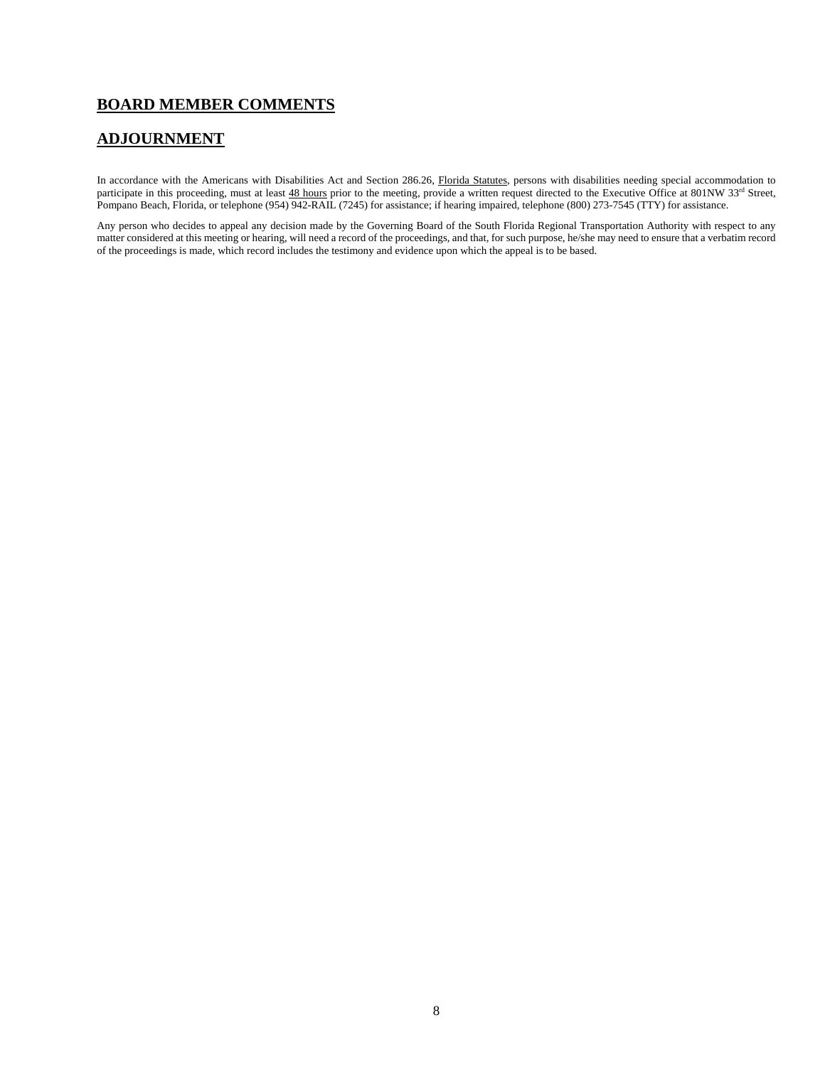## BOARD MEMBER COMMENTS

## ADJOURNMENT

In accordance with the Americans with Disabilities Act and Section 286.26, Florida Statutes, persons with disabilities needing special accommodation to participate in this proceeding, must at least 48 hours prior to the meeting, provide a written request directed to the Executive Office at 801NW 33rd Street, Pompano Beach, Florida, or telephone (954) 942-RAIL (7245) for assistance; if hearing impaired, telephone (800) 273-7545 (TTY) for assistance.

Any person who decides to appeal any decision made by the Governing Board of the South Florida Regional Transportation Authority with respect to any matter considered at this meeting or hearing, will need a record of the proceedings, and that, for such purpose, he/she may need to ensure that a verbatim record of the proceedings is made, which record includes the testimony and evidence upon which the appeal is to be based.